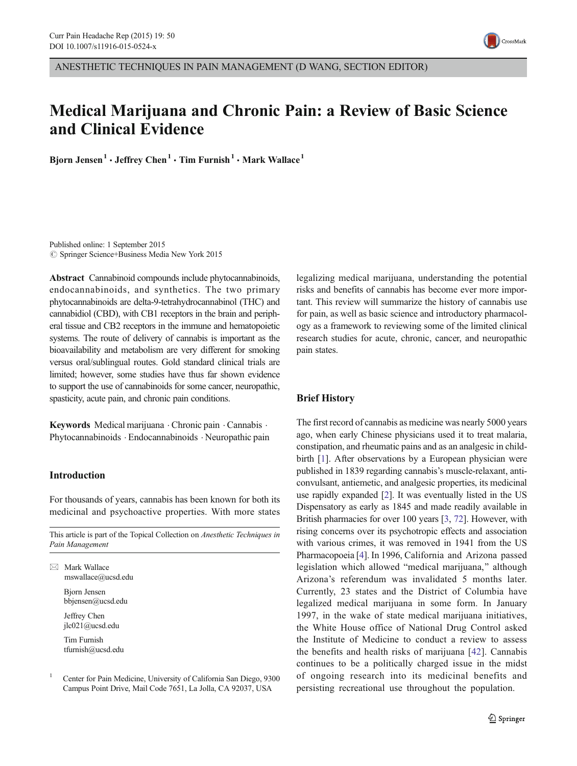ANESTHETIC TECHNIQUES IN PAIN MANAGEMENT (D WANG, SECTION EDITOR)

# Medical Marijuana and Chronic Pain: a Review of Basic Science and Clinical Evidence

**Bjorn Jensen[1] · Jeffrey Chen[1] · Tim Furnish[1] · Mark Wallace[1]**

Published online: 1 September 2015
© Springer Science+Business Media New York 2015

**Abstract** Cannabinoid compounds include phytocannabinoids, endocannabinoids, and synthetics. The two primary phytocannabinoids are delta-9-tetrahydrocannabinol (THC) and cannabidiol (CBD), with CB1 receptors in the brain and peripheral tissue and CB2 receptors in the immune and hematopoietic systems. The route of delivery of cannabis is important as the bioavailability and metabolism are very different for smoking versus oral/sublingual routes. Gold standard clinical trials are limited; however, some studies have thus far shown evidence to support the use of cannabinoids for some cancer, neuropathic, spasticity, acute pain, and chronic pain conditions.

**Keywords** Medical marijuana · Chronic pain · Cannabis · Phytocannabinoids · Endocannabinoids · Neuropathic pain

## Introduction

For thousands of years, cannabis has been known for both its medicinal and psychoactive properties. With more states legalizing medical marijuana, understanding the potential risks and benefits of cannabis has become ever more important. This review will summarize the history of cannabis use for pain, as well as basic science and introductory pharmacology as a framework to reviewing some of the limited clinical research studies for acute, chronic, cancer, and neuropathic pain states.

## Brief History

The first record of cannabis as medicine was nearly 5000 years ago, when early Chinese physicians used it to treat malaria, constipation, and rheumatic pains and as an analgesic in childbirth [1]. After observations by a European physician were published in 1839 regarding cannabis's muscle-relaxant, anticonvulsant, antiemetic, and analgesic properties, its medicinal use rapidly expanded [2]. It was eventually listed in the US Dispensatory as early as 1845 and made readily available in British pharmacies for over 100 years [3, 72]. However, with rising concerns over its psychotropic effects and association with various crimes, it was removed in 1941 from the US Pharmacopoeia [4]. In 1996, California and Arizona passed legislation which allowed "medical marijuana," although Arizona's referendum was invalidated 5 months later. Currently, 23 states and the District of Columbia have legalized medical marijuana in some form. In January 1997, in the wake of state medical marijuana initiatives, the White House office of National Drug Control asked the Institute of Medicine to conduct a review to assess the benefits and health risks of marijuana [42]. Cannabis continues to be a politically charged issue in the midst of ongoing research into its medicinal benefits and persisting recreational use throughout the population.

This article is part of the Topical Collection on *Anesthetic Techniques in Pain Management*

✉ Mark Wallace
mswallace@ucsd.edu

Bjorn Jensen
bbjensen@ucsd.edu

Jeffrey Chen
jlc021@ucsd.edu

Tim Furnish
tfurnish@ucsd.edu

[1] Center for Pain Medicine, University of California San Diego, 9300 Campus Point Drive, Mail Code 7651, La Jolla, CA 92037, USA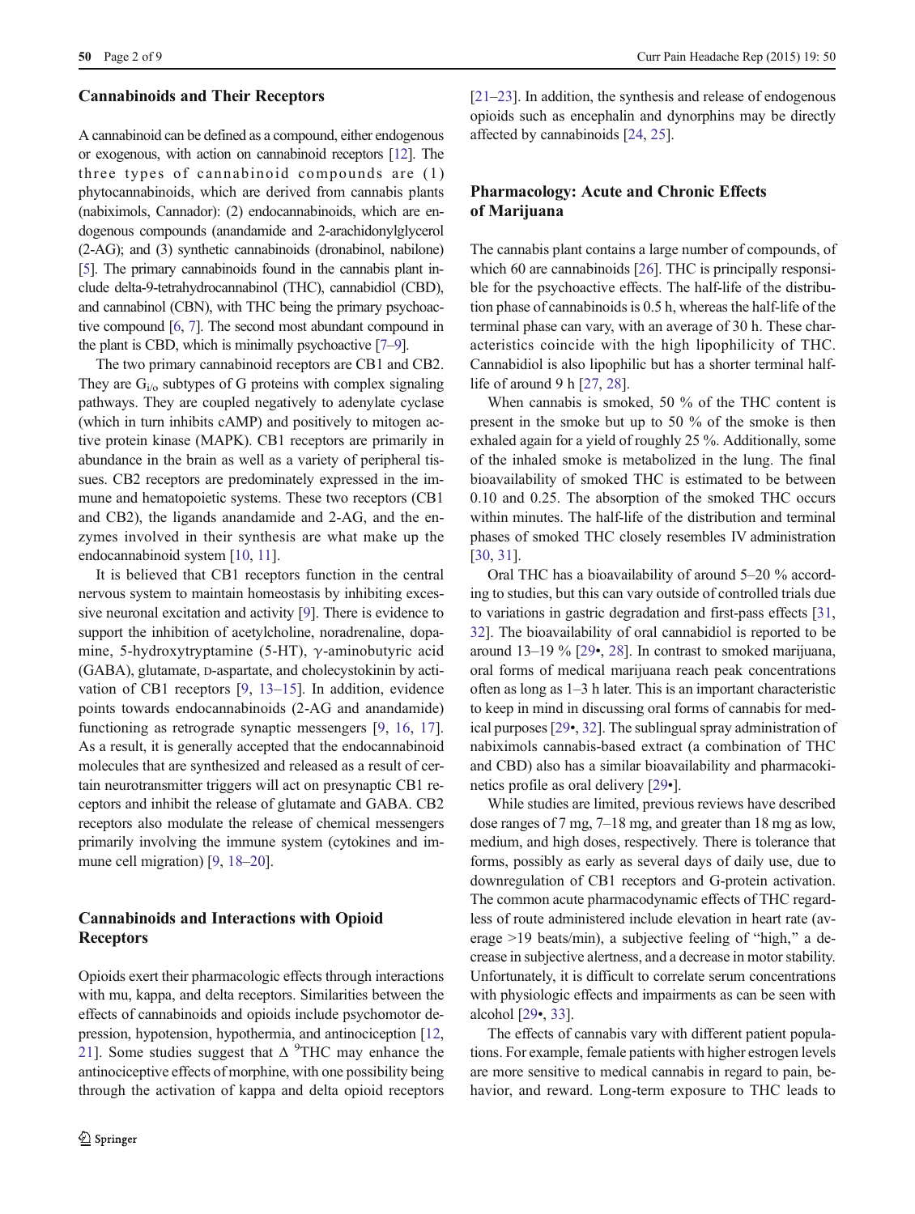## Cannabinoids and Their Receptors

A cannabinoid can be defined as a compound, either endogenous or exogenous, with action on cannabinoid receptors [12]. The three types of cannabinoid compounds are (1) phytocannabinoids, which are derived from cannabis plants (nabiximols, Cannador): (2) endocannabinoids, which are endogenous compounds (anandamide and 2-arachidonylglycerol (2-AG); and (3) synthetic cannabinoids (dronabinol, nabilone) [5]. The primary cannabinoids found in the cannabis plant include delta-9-tetrahydrocannabinol (THC), cannabidiol (CBD), and cannabinol (CBN), with THC being the primary psychoactive compound [6, 7]. The second most abundant compound in the plant is CBD, which is minimally psychoactive [7–9].

The two primary cannabinoid receptors are CB1 and CB2. They are $G_{i/o}$ subtypes of G proteins with complex signaling pathways. They are coupled negatively to adenylate cyclase (which in turn inhibits cAMP) and positively to mitogen active protein kinase (MAPK). CB1 receptors are primarily in abundance in the brain as well as a variety of peripheral tissues. CB2 receptors are predominately expressed in the immune and hematopoietic systems. These two receptors (CB1 and CB2), the ligands anandamide and 2-AG, and the enzymes involved in their synthesis are what make up the endocannabinoid system [10, 11].

It is believed that CB1 receptors function in the central nervous system to maintain homeostasis by inhibiting excessive neuronal excitation and activity [9]. There is evidence to support the inhibition of acetylcholine, noradrenaline, dopamine, 5-hydroxytryptamine (5-HT), γ-aminobutyric acid (GABA), glutamate, D-aspartate, and cholecystokinin by activation of CB1 receptors [9, 13–15]. In addition, evidence points towards endocannabinoids (2-AG and anandamide) functioning as retrograde synaptic messengers [9, 16, 17]. As a result, it is generally accepted that the endocannabinoid molecules that are synthesized and released as a result of certain neurotransmitter triggers will act on presynaptic CB1 receptors and inhibit the release of glutamate and GABA. CB2 receptors also modulate the release of chemical messengers primarily involving the immune system (cytokines and immune cell migration) [9, 18–20].

## Cannabinoids and Interactions with Opioid Receptors

Opioids exert their pharmacologic effects through interactions with mu, kappa, and delta receptors. Similarities between the effects of cannabinoids and opioids include psychomotor depression, hypotension, hypothermia, and antinociception [12, 21]. Some studies suggest that $\Delta^9$THC may enhance the antinociceptive effects of morphine, with one possibility being through the activation of kappa and delta opioid receptors [21–23]. In addition, the synthesis and release of endogenous opioids such as encephalin and dynorphins may be directly affected by cannabinoids [24, 25].

## Pharmacology: Acute and Chronic Effects of Marijuana

The cannabis plant contains a large number of compounds, of which 60 are cannabinoids [26]. THC is principally responsible for the psychoactive effects. The half-life of the distribution phase of cannabinoids is 0.5 h, whereas the half-life of the terminal phase can vary, with an average of 30 h. These characteristics coincide with the high lipophilicity of THC. Cannabidiol is also lipophilic but has a shorter terminal half-life of around 9 h [27, 28].

When cannabis is smoked, 50 % of the THC content is present in the smoke but up to 50 % of the smoke is then exhaled again for a yield of roughly 25 %. Additionally, some of the inhaled smoke is metabolized in the lung. The final bioavailability of smoked THC is estimated to be between 0.10 and 0.25. The absorption of the smoked THC occurs within minutes. The half-life of the distribution and terminal phases of smoked THC closely resembles IV administration [30, 31].

Oral THC has a bioavailability of around 5–20 % according to studies, but this can vary outside of controlled trials due to variations in gastric degradation and first-pass effects [31, 32]. The bioavailability of oral cannabidiol is reported to be around 13–19 % [29•, 28]. In contrast to smoked marijuana, oral forms of medical marijuana reach peak concentrations often as long as 1–3 h later. This is an important characteristic to keep in mind in discussing oral forms of cannabis for medical purposes [29•, 32]. The sublingual spray administration of nabiximols cannabis-based extract (a combination of THC and CBD) also has a similar bioavailability and pharmacokinetics profile as oral delivery [29•].

While studies are limited, previous reviews have described dose ranges of 7 mg, 7–18 mg, and greater than 18 mg as low, medium, and high doses, respectively. There is tolerance that forms, possibly as early as several days of daily use, due to downregulation of CB1 receptors and G-protein activation. The common acute pharmacodynamic effects of THC regardless of route administered include elevation in heart rate (average >19 beats/min), a subjective feeling of "high," a decrease in subjective alertness, and a decrease in motor stability. Unfortunately, it is difficult to correlate serum concentrations with physiologic effects and impairments as can be seen with alcohol [29•, 33].

The effects of cannabis vary with different patient populations. For example, female patients with higher estrogen levels are more sensitive to medical cannabis in regard to pain, behavior, and reward. Long-term exposure to THC leads to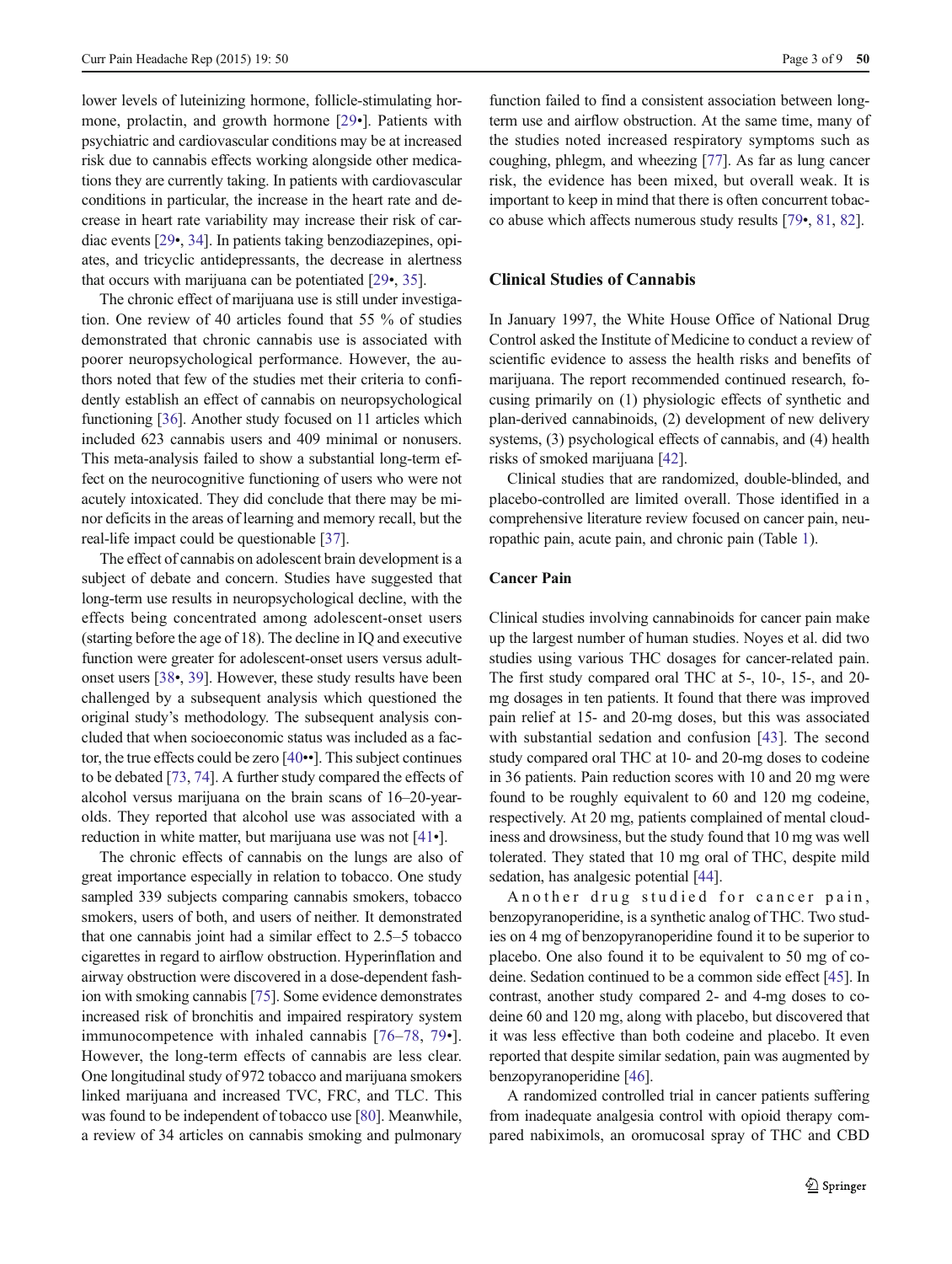lower levels of luteinizing hormone, follicle-stimulating hormone, prolactin, and growth hormone [29•]. Patients with psychiatric and cardiovascular conditions may be at increased risk due to cannabis effects working alongside other medications they are currently taking. In patients with cardiovascular conditions in particular, the increase in the heart rate and decrease in heart rate variability may increase their risk of cardiac events [29•, 34]. In patients taking benzodiazepines, opiates, and tricyclic antidepressants, the decrease in alertness that occurs with marijuana can be potentiated [29•, 35].

The chronic effect of marijuana use is still under investigation. One review of 40 articles found that 55 % of studies demonstrated that chronic cannabis use is associated with poorer neuropsychological performance. However, the authors noted that few of the studies met their criteria to confidently establish an effect of cannabis on neuropsychological functioning [36]. Another study focused on 11 articles which included 623 cannabis users and 409 minimal or nonusers. This meta-analysis failed to show a substantial long-term effect on the neurocognitive functioning of users who were not acutely intoxicated. They did conclude that there may be minor deficits in the areas of learning and memory recall, but the real-life impact could be questionable [37].

The effect of cannabis on adolescent brain development is a subject of debate and concern. Studies have suggested that long-term use results in neuropsychological decline, with the effects being concentrated among adolescent-onset users (starting before the age of 18). The decline in IQ and executive function were greater for adolescent-onset users versus adult-onset users [38•, 39]. However, these study results have been challenged by a subsequent analysis which questioned the original study's methodology. The subsequent analysis concluded that when socioeconomic status was included as a factor, the true effects could be zero [40••]. This subject continues to be debated [73, 74]. A further study compared the effects of alcohol versus marijuana on the brain scans of 16–20-year-olds. They reported that alcohol use was associated with a reduction in white matter, but marijuana use was not [41•].

The chronic effects of cannabis on the lungs are also of great importance especially in relation to tobacco. One study sampled 339 subjects comparing cannabis smokers, tobacco smokers, users of both, and users of neither. It demonstrated that one cannabis joint had a similar effect to 2.5–5 tobacco cigarettes in regard to airflow obstruction. Hyperinflation and airway obstruction were discovered in a dose-dependent fashion with smoking cannabis [75]. Some evidence demonstrates increased risk of bronchitis and impaired respiratory system immunocompetence with inhaled cannabis [76–78, 79•]. However, the long-term effects of cannabis are less clear. One longitudinal study of 972 tobacco and marijuana smokers linked marijuana and increased TVC, FRC, and TLC. This was found to be independent of tobacco use [80]. Meanwhile, a review of 34 articles on cannabis smoking and pulmonary function failed to find a consistent association between long-term use and airflow obstruction. At the same time, many of the studies noted increased respiratory symptoms such as coughing, phlegm, and wheezing [77]. As far as lung cancer risk, the evidence has been mixed, but overall weak. It is important to keep in mind that there is often concurrent tobacco abuse which affects numerous study results [79•, 81, 82].

## Clinical Studies of Cannabis

In January 1997, the White House Office of National Drug Control asked the Institute of Medicine to conduct a review of scientific evidence to assess the health risks and benefits of marijuana. The report recommended continued research, focusing primarily on (1) physiologic effects of synthetic and plan-derived cannabinoids, (2) development of new delivery systems, (3) psychological effects of cannabis, and (4) health risks of smoked marijuana [42].

Clinical studies that are randomized, double-blinded, and placebo-controlled are limited overall. Those identified in a comprehensive literature review focused on cancer pain, neuropathic pain, acute pain, and chronic pain (Table 1).

### Cancer Pain

Clinical studies involving cannabinoids for cancer pain make up the largest number of human studies. Noyes et al. did two studies using various THC dosages for cancer-related pain. The first study compared oral THC at 5-, 10-, 15-, and 20-mg dosages in ten patients. It found that there was improved pain relief at 15- and 20-mg doses, but this was associated with substantial sedation and confusion [43]. The second study compared oral THC at 10- and 20-mg doses to codeine in 36 patients. Pain reduction scores with 10 and 20 mg were found to be roughly equivalent to 60 and 120 mg codeine, respectively. At 20 mg, patients complained of mental cloudiness and drowsiness, but the study found that 10 mg was well tolerated. They stated that 10 mg oral of THC, despite mild sedation, has analgesic potential [44].

Another drug studied for cancer pain, benzopyranoperidine, is a synthetic analog of THC. Two studies on 4 mg of benzopyranoperidine found it to be superior to placebo. One also found it to be equivalent to 50 mg of codeine. Sedation continued to be a common side effect [45]. In contrast, another study compared 2- and 4-mg doses to codeine 60 and 120 mg, along with placebo, but discovered that it was less effective than both codeine and placebo. It even reported that despite similar sedation, pain was augmented by benzopyranoperidine [46].

A randomized controlled trial in cancer patients suffering from inadequate analgesia control with opioid therapy compared nabiximols, an oromucosal spray of THC and CBD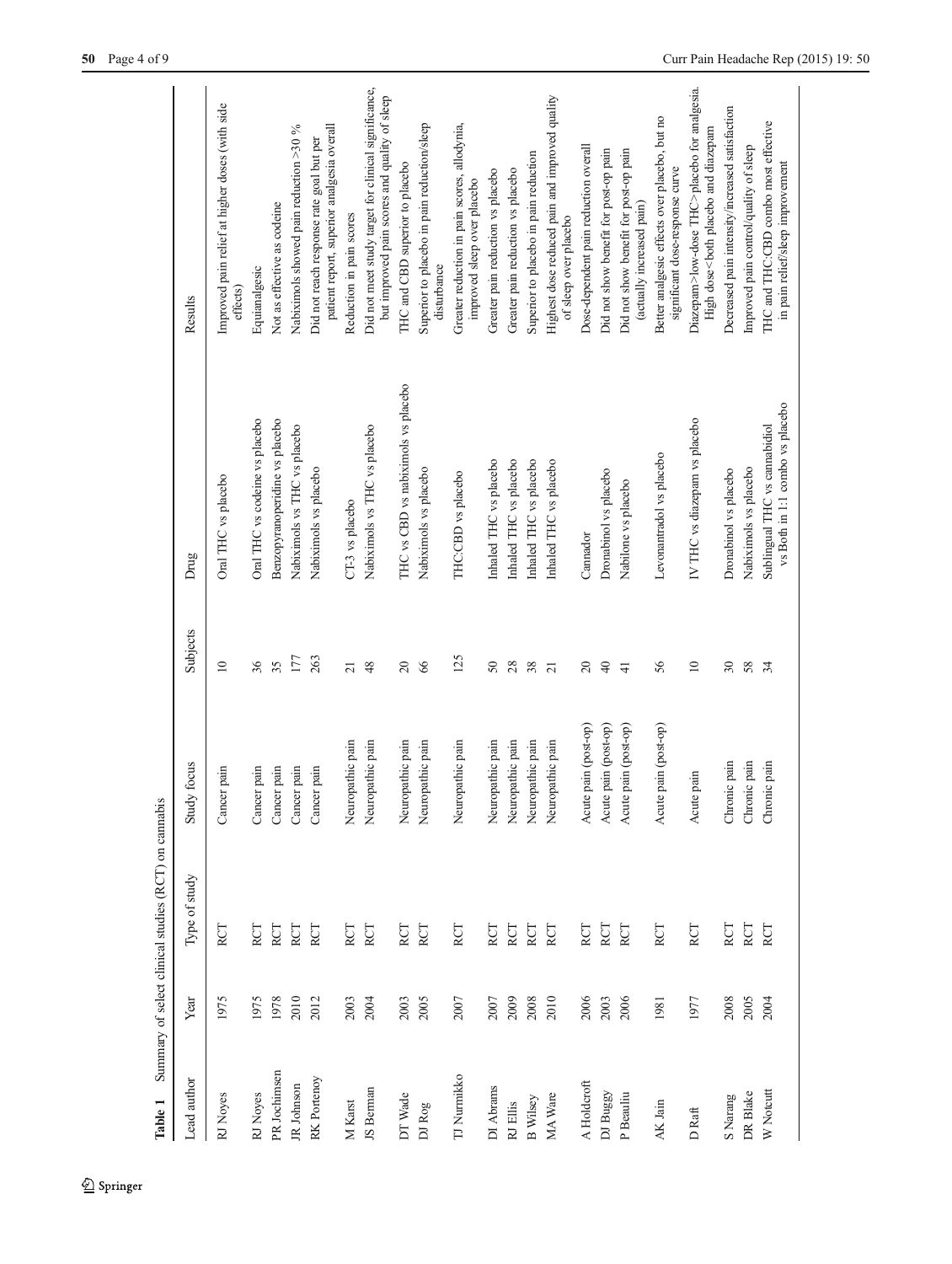**Table 1** Summary of select clinical studies (RCT) on cannabis

| Lead author | Year | Type of study | Study focus | Subjects | Drug | Results |
|---|---|---|---|---|---|---|
| RJ Noyes | 1975 | RCT | Cancer pain | 10 | Oral THC vs placebo | Improved pain relief at higher doses (with side effects) |
| RJ Noyes | 1975 | RCT | Cancer pain | 36 | Oral THC vs codeine vs placebo | Equianalgesic |
| PR Jochimsen | 1978 | RCT | Cancer pain | 35 | Benzopyranoperidine vs placebo | Not as effective as codeine |
| JR Johnson | 2010 | RCT | Cancer pain | 177 | Nabiximols vs THC vs placebo | Nabiximols showed pain reduction >30 % |
| RK Portenoy | 2012 | RCT | Cancer pain | 263 | Nabiximols vs placebo | Did not reach response rate goal but per patient report, superior analgesia overall |
| M Karst | 2003 | RCT | Neuropathic pain | 21 | CT-3 vs placebo | Reduction in pain scores |
| JS Berman | 2004 | RCT | Neuropathic pain | 48 | Nabiximols vs THC vs placebo | Did not meet study target for clinical significance, but improved pain scores and quality of sleep |
| DT Wade | 2003 | RCT | Neuropathic pain | 20 | THC vs CBD vs nabiximols vs placebo | THC and CBD superior to placebo |
| DJ Rog | 2005 | RCT | Neuropathic pain | 66 | Nabiximols vs placebo | Superior to placebo in pain reduction/sleep disturbance |
| TJ Nurmikko | 2007 | RCT | Neuropathic pain | 125 | THC:CBD vs placebo | Greater reduction in pain scores, allodynia, improved sleep over placebo |
| DI Abrams | 2007 | RCT | Neuropathic pain | 50 | Inhaled THC vs placebo | Greater pain reduction vs placebo |
| RJ Ellis | 2009 | RCT | Neuropathic pain | 28 | Inhaled THC vs placebo | Greater pain reduction vs placebo |
| B Wilsey | 2008 | RCT | Neuropathic pain | 38 | Inhaled THC vs placebo | Superior to placebo in pain reduction |
| MA Ware | 2010 | RCT | Neuropathic pain | 21 | Inhaled THC vs placebo | Highest dose reduced pain and improved quality of sleep over placebo |
| A Holdcroft | 2006 | RCT | Acute pain (post-op) | 20 | Cannador | Dose-dependent pain reduction overall |
| DJ Buggy | 2003 | RCT | Acute pain (post-op) | 40 | Dronabinol vs placebo | Did not show benefit for post-op pain |
| P Beaulieu | 2006 | RCT | Acute pain (post-op) | 41 | Nabilone vs placebo | Did not show benefit for post-op pain (actually increased pain) |
| AK Jain | 1981 | RCT | Acute pain (post-op) | 56 | Levonantradol vs placebo | Better analgesic effects over placebo, but no significant dose-response curve |
| D Raft | 1977 | RCT | Acute pain | 10 | IV THC vs diazepam vs placebo | Diazepam>low-dose THC>placebo for analgesia. High dose<both placebo and diazepam |
| S Narang | 2008 | RCT | Chronic pain | 30 | Dronabinol vs placebo | Decreased pain intensity/increased satisfaction |
| DR Blake | 2005 | RCT | Chronic pain | 58 | Nabiximols vs placebo | Improved pain control/quality of sleep |
| W Notcutt | 2004 | RCT | Chronic pain | 34 | Sublingual THC vs cannabidiol vs Both in 1:1 combo vs placebo | THC and THC:CBD combo most effective in pain relief/sleep improvement |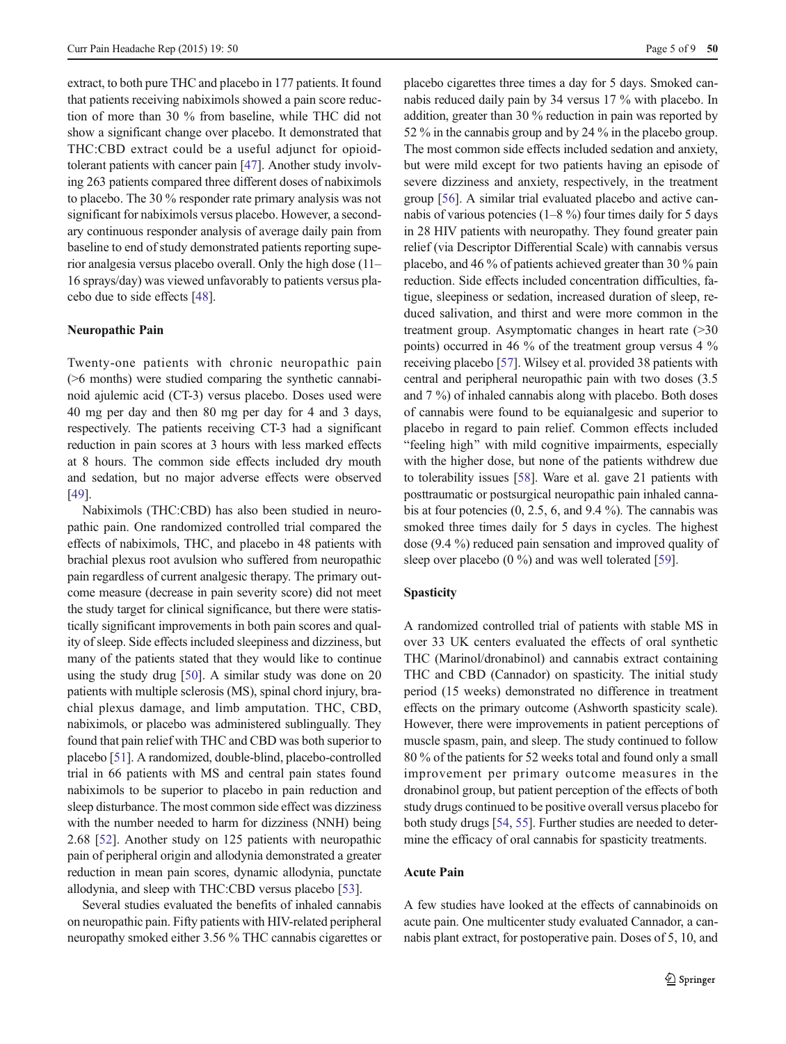extract, to both pure THC and placebo in 177 patients. It found that patients receiving nabiximols showed a pain score reduction of more than 30 % from baseline, while THC did not show a significant change over placebo. It demonstrated that THC:CBD extract could be a useful adjunct for opioid-tolerant patients with cancer pain [47]. Another study involving 263 patients compared three different doses of nabiximols to placebo. The 30 % responder rate primary analysis was not significant for nabiximols versus placebo. However, a secondary continuous responder analysis of average daily pain from baseline to end of study demonstrated patients reporting superior analgesia versus placebo overall. Only the high dose (11–16 sprays/day) was viewed unfavorably to patients versus placebo due to side effects [48].

**Neuropathic Pain**

Twenty-one patients with chronic neuropathic pain (>6 months) were studied comparing the synthetic cannabinoid ajulemic acid (CT-3) versus placebo. Doses used were 40 mg per day and then 80 mg per day for 4 and 3 days, respectively. The patients receiving CT-3 had a significant reduction in pain scores at 3 hours with less marked effects at 8 hours. The common side effects included dry mouth and sedation, but no major adverse effects were observed [49].

Nabiximols (THC:CBD) has also been studied in neuropathic pain. One randomized controlled trial compared the effects of nabiximols, THC, and placebo in 48 patients with brachial plexus root avulsion who suffered from neuropathic pain regardless of current analgesic therapy. The primary outcome measure (decrease in pain severity score) did not meet the study target for clinical significance, but there were statistically significant improvements in both pain scores and quality of sleep. Side effects included sleepiness and dizziness, but many of the patients stated that they would like to continue using the study drug [50]. A similar study was done on 20 patients with multiple sclerosis (MS), spinal chord injury, brachial plexus damage, and limb amputation. THC, CBD, nabiximols, or placebo was administered sublingually. They found that pain relief with THC and CBD was both superior to placebo [51]. A randomized, double-blind, placebo-controlled trial in 66 patients with MS and central pain states found nabiximols to be superior to placebo in pain reduction and sleep disturbance. The most common side effect was dizziness with the number needed to harm for dizziness (NNH) being 2.68 [52]. Another study on 125 patients with neuropathic pain of peripheral origin and allodynia demonstrated a greater reduction in mean pain scores, dynamic allodynia, punctate allodynia, and sleep with THC:CBD versus placebo [53].

Several studies evaluated the benefits of inhaled cannabis on neuropathic pain. Fifty patients with HIV-related peripheral neuropathy smoked either 3.56 % THC cannabis cigarettes or placebo cigarettes three times a day for 5 days. Smoked cannabis reduced daily pain by 34 versus 17 % with placebo. In addition, greater than 30 % reduction in pain was reported by 52 % in the cannabis group and by 24 % in the placebo group. The most common side effects included sedation and anxiety, but were mild except for two patients having an episode of severe dizziness and anxiety, respectively, in the treatment group [56]. A similar trial evaluated placebo and active cannabis of various potencies (1–8 %) four times daily for 5 days in 28 HIV patients with neuropathy. They found greater pain relief (via Descriptor Differential Scale) with cannabis versus placebo, and 46 % of patients achieved greater than 30 % pain reduction. Side effects included concentration difficulties, fatigue, sleepiness or sedation, increased duration of sleep, reduced salivation, and thirst and were more common in the treatment group. Asymptomatic changes in heart rate (>30 points) occurred in 46 % of the treatment group versus 4 % receiving placebo [57]. Wilsey et al. provided 38 patients with central and peripheral neuropathic pain with two doses (3.5 and 7 %) of inhaled cannabis along with placebo. Both doses of cannabis were found to be equianalgesic and superior to placebo in regard to pain relief. Common effects included "feeling high" with mild cognitive impairments, especially with the higher dose, but none of the patients withdrew due to tolerability issues [58]. Ware et al. gave 21 patients with posttraumatic or postsurgical neuropathic pain inhaled cannabis at four potencies (0, 2.5, 6, and 9.4 %). The cannabis was smoked three times daily for 5 days in cycles. The highest dose (9.4 %) reduced pain sensation and improved quality of sleep over placebo (0 %) and was well tolerated [59].

**Spasticity**

A randomized controlled trial of patients with stable MS in over 33 UK centers evaluated the effects of oral synthetic THC (Marinol/dronabinol) and cannabis extract containing THC and CBD (Cannador) on spasticity. The initial study period (15 weeks) demonstrated no difference in treatment effects on the primary outcome (Ashworth spasticity scale). However, there were improvements in patient perceptions of muscle spasm, pain, and sleep. The study continued to follow 80 % of the patients for 52 weeks total and found only a small improvement per primary outcome measures in the dronabinol group, but patient perception of the effects of both study drugs continued to be positive overall versus placebo for both study drugs [54, 55]. Further studies are needed to determine the efficacy of oral cannabis for spasticity treatments.

**Acute Pain**

A few studies have looked at the effects of cannabinoids on acute pain. One multicenter study evaluated Cannador, a cannabis plant extract, for postoperative pain. Doses of 5, 10, and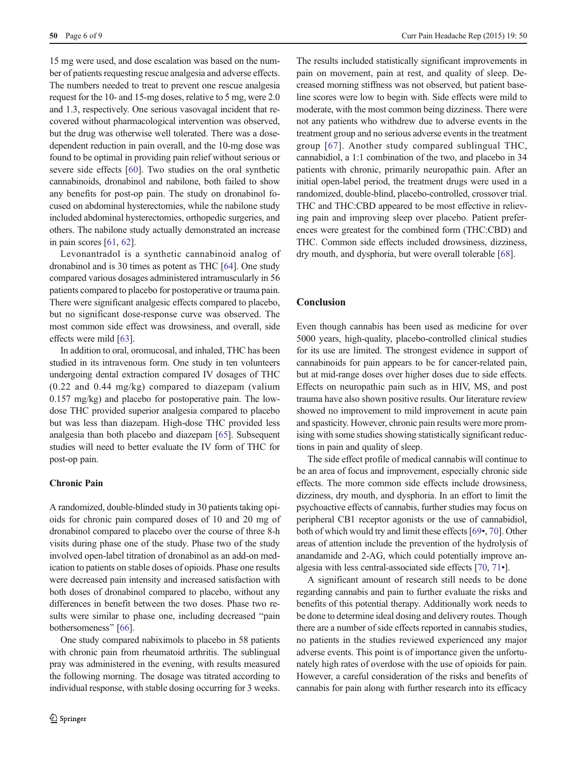15 mg were used, and dose escalation was based on the number of patients requesting rescue analgesia and adverse effects. The numbers needed to treat to prevent one rescue analgesia request for the 10- and 15-mg doses, relative to 5 mg, were 2.0 and 1.3, respectively. One serious vasovagal incident that recovered without pharmacological intervention was observed, but the drug was otherwise well tolerated. There was a dose-dependent reduction in pain overall, and the 10-mg dose was found to be optimal in providing pain relief without serious or severe side effects [60]. Two studies on the oral synthetic cannabinoids, dronabinol and nabilone, both failed to show any benefits for post-op pain. The study on dronabinol focused on abdominal hysterectomies, while the nabilone study included abdominal hysterectomies, orthopedic surgeries, and others. The nabilone study actually demonstrated an increase in pain scores [61, 62].

Levonantradol is a synthetic cannabinoid analog of dronabinol and is 30 times as potent as THC [64]. One study compared various dosages administered intramuscularly in 56 patients compared to placebo for postoperative or trauma pain. There were significant analgesic effects compared to placebo, but no significant dose-response curve was observed. The most common side effect was drowsiness, and overall, side effects were mild [63].

In addition to oral, oromucosal, and inhaled, THC has been studied in its intravenous form. One study in ten volunteers undergoing dental extraction compared IV dosages of THC (0.22 and 0.44 mg/kg) compared to diazepam (valium 0.157 mg/kg) and placebo for postoperative pain. The low-dose THC provided superior analgesia compared to placebo but was less than diazepam. High-dose THC provided less analgesia than both placebo and diazepam [65]. Subsequent studies will need to better evaluate the IV form of THC for post-op pain.

### Chronic Pain

A randomized, double-blinded study in 30 patients taking opioids for chronic pain compared doses of 10 and 20 mg of dronabinol compared to placebo over the course of three 8-h visits during phase one of the study. Phase two of the study involved open-label titration of dronabinol as an add-on medication to patients on stable doses of opioids. Phase one results were decreased pain intensity and increased satisfaction with both doses of dronabinol compared to placebo, without any differences in benefit between the two doses. Phase two results were similar to phase one, including decreased "pain bothersomeness" [66].

One study compared nabiximols to placebo in 58 patients with chronic pain from rheumatoid arthritis. The sublingual pray was administered in the evening, with results measured the following morning. The dosage was titrated according to individual response, with stable dosing occurring for 3 weeks. The results included statistically significant improvements in pain on movement, pain at rest, and quality of sleep. Decreased morning stiffness was not observed, but patient baseline scores were low to begin with. Side effects were mild to moderate, with the most common being dizziness. There were not any patients who withdrew due to adverse events in the treatment group and no serious adverse events in the treatment group [67]. Another study compared sublingual THC, cannabidiol, a 1:1 combination of the two, and placebo in 34 patients with chronic, primarily neuropathic pain. After an initial open-label period, the treatment drugs were used in a randomized, double-blind, placebo-controlled, crossover trial. THC and THC:CBD appeared to be most effective in relieving pain and improving sleep over placebo. Patient preferences were greatest for the combined form (THC:CBD) and THC. Common side effects included drowsiness, dizziness, dry mouth, and dysphoria, but were overall tolerable [68].

## Conclusion

Even though cannabis has been used as medicine for over 5000 years, high-quality, placebo-controlled clinical studies for its use are limited. The strongest evidence in support of cannabinoids for pain appears to be for cancer-related pain, but at mid-range doses over higher doses due to side effects. Effects on neuropathic pain such as in HIV, MS, and post trauma have also shown positive results. Our literature review showed no improvement to mild improvement in acute pain and spasticity. However, chronic pain results were more promising with some studies showing statistically significant reductions in pain and quality of sleep.

The side effect profile of medical cannabis will continue to be an area of focus and improvement, especially chronic side effects. The more common side effects include drowsiness, dizziness, dry mouth, and dysphoria. In an effort to limit the psychoactive effects of cannabis, further studies may focus on peripheral CB1 receptor agonists or the use of cannabidiol, both of which would try and limit these effects [69•, 70]. Other areas of attention include the prevention of the hydrolysis of anandamide and 2-AG, which could potentially improve analgesia with less central-associated side effects [70, 71•].

A significant amount of research still needs to be done regarding cannabis and pain to further evaluate the risks and benefits of this potential therapy. Additionally work needs to be done to determine ideal dosing and delivery routes. Though there are a number of side effects reported in cannabis studies, no patients in the studies reviewed experienced any major adverse events. This point is of importance given the unfortunately high rates of overdose with the use of opioids for pain. However, a careful consideration of the risks and benefits of cannabis for pain along with further research into its efficacy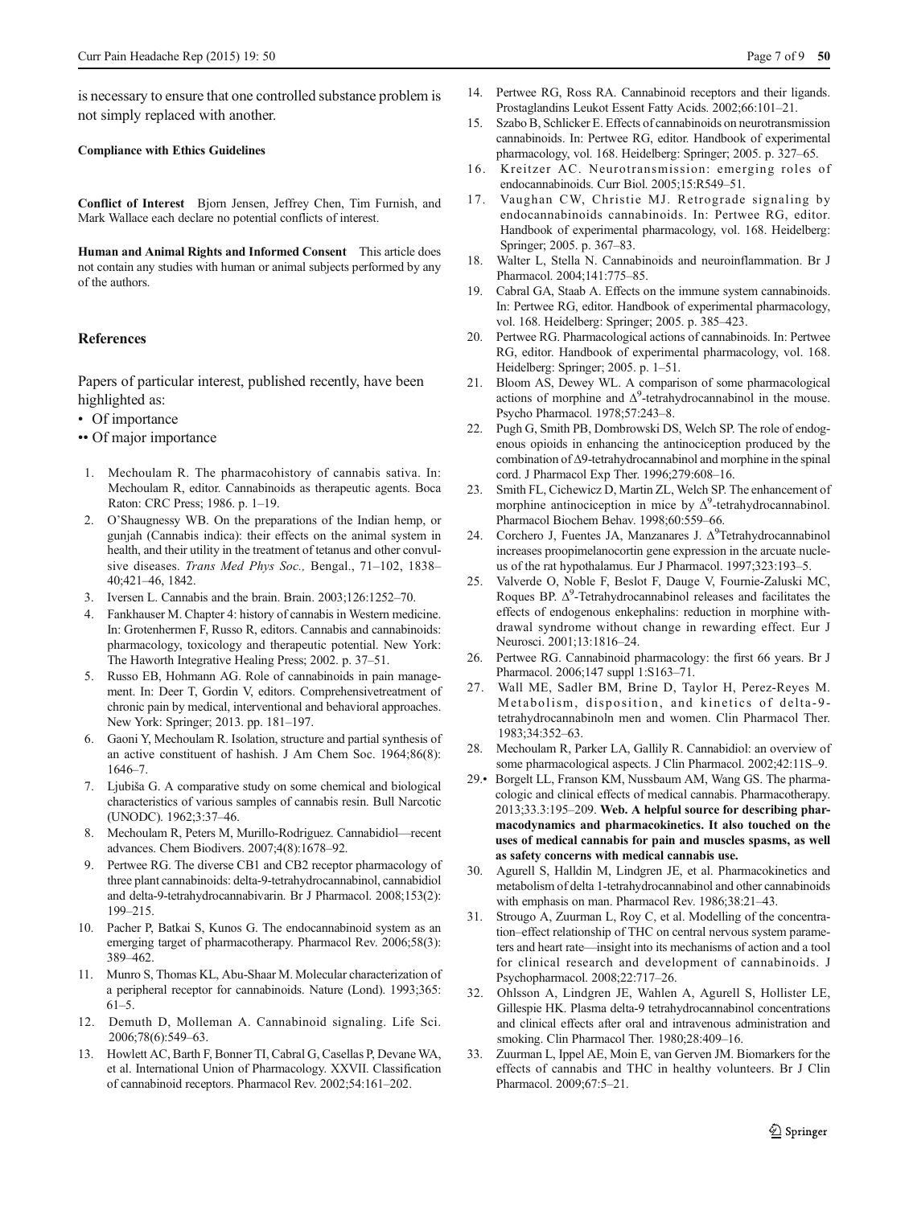is necessary to ensure that one controlled substance problem is not simply replaced with another.

**Compliance with Ethics Guidelines**

**Conflict of Interest** Bjorn Jensen, Jeffrey Chen, Tim Furnish, and Mark Wallace each declare no potential conflicts of interest.

**Human and Animal Rights and Informed Consent** This article does not contain any studies with human or animal subjects performed by any of the authors.

## References

Papers of particular interest, published recently, have been highlighted as:

- • Of importance
- •• Of major importance

1. Mechoulam R. The pharmacohistory of cannabis sativa. In: Mechoulam R, editor. Cannabinoids as therapeutic agents. Boca Raton: CRC Press; 1986. p. 1–19.
2. O'Shaugnessy WB. On the preparations of the Indian hemp, or gunjah (Cannabis indica): their effects on the animal system in health, and their utility in the treatment of tetanus and other convulsive diseases. *Trans Med Phys Soc.,* Bengal., 71–102, 1838–40;421–46, 1842.
3. Iversen L. Cannabis and the brain. Brain. 2003;126:1252–70.
4. Fankhauser M. Chapter 4: history of cannabis in Western medicine. In: Grotenhermen F, Russo R, editors. Cannabis and cannabinoids: pharmacology, toxicology and therapeutic potential. New York: The Haworth Integrative Healing Press; 2002. p. 37–51.
5. Russo EB, Hohmann AG. Role of cannabinoids in pain management. In: Deer T, Gordin V, editors. Comprehensivetreatment of chronic pain by medical, interventional and behavioral approaches. New York: Springer; 2013. pp. 181–197.
6. Gaoni Y, Mechoulam R. Isolation, structure and partial synthesis of an active constituent of hashish. J Am Chem Soc. 1964;86(8):1646–7.
7. Ljubiša G. A comparative study on some chemical and biological characteristics of various samples of cannabis resin. Bull Narcotic (UNODC). 1962;3:37–46.
8. Mechoulam R, Peters M, Murillo-Rodriguez. Cannabidiol—recent advances. Chem Biodivers. 2007;4(8):1678–92.
9. Pertwee RG. The diverse CB1 and CB2 receptor pharmacology of three plant cannabinoids: delta-9-tetrahydrocannabinol, cannabidiol and delta-9-tetrahydrocannabivarin. Br J Pharmacol. 2008;153(2):199–215.
10. Pacher P, Batkai S, Kunos G. The endocannabinoid system as an emerging target of pharmacotherapy. Pharmacol Rev. 2006;58(3):389–462.
11. Munro S, Thomas KL, Abu-Shaar M. Molecular characterization of a peripheral receptor for cannabinoids. Nature (Lond). 1993;365:61–5.
12. Demuth D, Molleman A. Cannabinoid signaling. Life Sci. 2006;78(6):549–63.
13. Howlett AC, Barth F, Bonner TI, Cabral G, Casellas P, Devane WA, et al. International Union of Pharmacology. XXVII. Classification of cannabinoid receptors. Pharmacol Rev. 2002;54:161–202.
14. Pertwee RG, Ross RA. Cannabinoid receptors and their ligands. Prostaglandins Leukot Essent Fatty Acids. 2002;66:101–21.
15. Szabo B, Schlicker E. Effects of cannabinoids on neurotransmission cannabinoids. In: Pertwee RG, editor. Handbook of experimental pharmacology, vol. 168. Heidelberg: Springer; 2005. p. 327–65.
16. Kreitzer AC. Neurotransmission: emerging roles of endocannabinoids. Curr Biol. 2005;15:R549–51.
17. Vaughan CW, Christie MJ. Retrograde signaling by endocannabinoids cannabinoids. In: Pertwee RG, editor. Handbook of experimental pharmacology, vol. 168. Heidelberg: Springer; 2005. p. 367–83.
18. Walter L, Stella N. Cannabinoids and neuroinflammation. Br J Pharmacol. 2004;141:775–85.
19. Cabral GA, Staab A. Effects on the immune system cannabinoids. In: Pertwee RG, editor. Handbook of experimental pharmacology, vol. 168. Heidelberg: Springer; 2005. p. 385–423.
20. Pertwee RG. Pharmacological actions of cannabinoids. In: Pertwee RG, editor. Handbook of experimental pharmacology, vol. 168. Heidelberg: Springer; 2005. p. 1–51.
21. Bloom AS, Dewey WL. A comparison of some pharmacological actions of morphine and $\Delta^9$-tetrahydrocannabinol in the mouse. Psycho Pharmacol. 1978;57:243–8.
22. Pugh G, Smith PB, Dombrowski DS, Welch SP. The role of endogenous opioids in enhancing the antinociception produced by the combination of Δ9-tetrahydrocannabinol and morphine in the spinal cord. J Pharmacol Exp Ther. 1996;279:608–16.
23. Smith FL, Cichewicz D, Martin ZL, Welch SP. The enhancement of morphine antinociception in mice by $\Delta^9$-tetrahydrocannabinol. Pharmacol Biochem Behav. 1998;60:559–66.
24. Corchero J, Fuentes JA, Manzanares J. $\Delta^9$Tetrahydrocannabinol increases proopimelanocortin gene expression in the arcuate nucleus of the rat hypothalamus. Eur J Pharmacol. 1997;323:193–5.
25. Valverde O, Noble F, Beslot F, Dauge V, Fournie-Zaluski MC, Roques BP. $\Delta^9$-Tetrahydrocannabinol releases and facilitates the effects of endogenous enkephalins: reduction in morphine withdrawal syndrome without change in rewarding effect. Eur J Neurosci. 2001;13:1816–24.
26. Pertwee RG. Cannabinoid pharmacology: the first 66 years. Br J Pharmacol. 2006;147 suppl 1:S163–71.
27. Wall ME, Sadler BM, Brine D, Taylor H, Perez-Reyes M. Metabolism, disposition, and kinetics of delta-9-tetrahydrocannabinoln men and women. Clin Pharmacol Ther. 1983;34:352–63.
28. Mechoulam R, Parker LA, Gallily R. Cannabidiol: an overview of some pharmacological aspects. J Clin Pharmacol. 2002;42:11S–9.
29. • Borgelt LL, Franson KM, Nussbaum AM, Wang GS. The pharmacologic and clinical effects of medical cannabis. Pharmacotherapy. 2013;33.3:195–209. **Web. A helpful source for describing pharmacodynamics and pharmacokinetics. It also touched on the uses of medical cannabis for pain and muscles spasms, as well as safety concerns with medical cannabis use.**
30. Agurell S, Halldin M, Lindgren JE, et al. Pharmacokinetics and metabolism of delta 1-tetrahydrocannabinol and other cannabinoids with emphasis on man. Pharmacol Rev. 1986;38:21–43.
31. Strougo A, Zuurman L, Roy C, et al. Modelling of the concentration–effect relationship of THC on central nervous system parameters and heart rate—insight into its mechanisms of action and a tool for clinical research and development of cannabinoids. J Psychopharmacol. 2008;22:717–26.
32. Ohlsson A, Lindgren JE, Wahlen A, Agurell S, Hollister LE, Gillespie HK. Plasma delta-9 tetrahydrocannabinol concentrations and clinical effects after oral and intravenous administration and smoking. Clin Pharmacol Ther. 1980;28:409–16.
33. Zuurman L, Ippel AE, Moin E, van Gerven JM. Biomarkers for the effects of cannabis and THC in healthy volunteers. Br J Clin Pharmacol. 2009;67:5–21.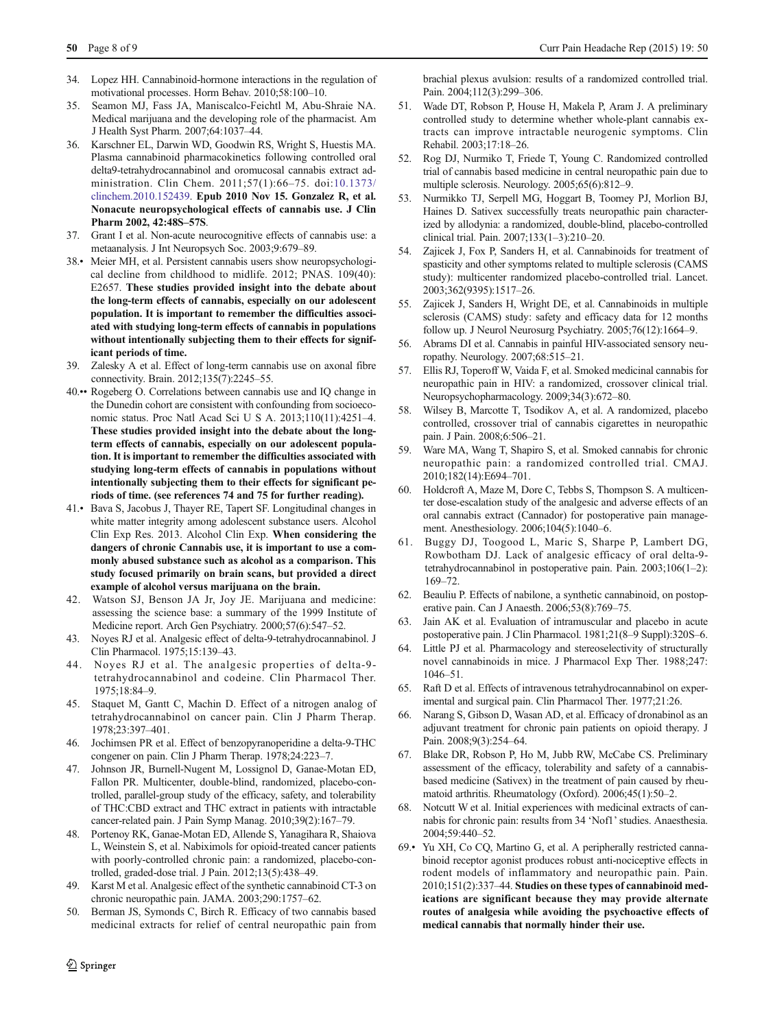34. Lopez HH. Cannabinoid-hormone interactions in the regulation of motivational processes. Horm Behav. 2010;58:100–10.
35. Seamon MJ, Fass JA, Maniscalco-Feichtl M, Abu-Shraie NA. Medical marijuana and the developing role of the pharmacist. Am J Health Syst Pharm. 2007;64:1037–44.
36. Karschner EL, Darwin WD, Goodwin RS, Wright S, Huestis MA. Plasma cannabinoid pharmacokinetics following controlled oral delta9-tetrahydrocannabinol and oromucosal cannabis extract administration. Clin Chem. 2011;57(1):66–75. doi:10.1373/clinchem.2010.152439. **Epub 2010 Nov 15. Gonzalez R, et al. Nonacute neuropsychological effects of cannabis use. J Clin Pharm 2002, 42:48S–57S**.
37. Grant I et al. Non-acute neurocognitive effects of cannabis use: a metaanalysis. J Int Neuropsych Soc. 2003;9:679–89.
38.• Meier MH, et al. Persistent cannabis users show neuropsychological decline from childhood to midlife. 2012; PNAS. 109(40): E2657. **These studies provided insight into the debate about the long-term effects of cannabis, especially on our adolescent population. It is important to remember the difficulties associated with studying long-term effects of cannabis in populations without intentionally subjecting them to their effects for significant periods of time.**
39. Zalesky A et al. Effect of long-term cannabis use on axonal fibre connectivity. Brain. 2012;135(7):2245–55.
40.•• Rogeberg O. Correlations between cannabis use and IQ change in the Dunedin cohort are consistent with confounding from socioeconomic status. Proc Natl Acad Sci U S A. 2013;110(11):4251–4. **These studies provided insight into the debate about the long-term effects of cannabis, especially on our adolescent population. It is important to remember the difficulties associated with studying long-term effects of cannabis in populations without intentionally subjecting them to their effects for significant periods of time. (see references 74 and 75 for further reading).**
41.• Bava S, Jacobus J, Thayer RE, Tapert SF. Longitudinal changes in white matter integrity among adolescent substance users. Alcohol Clin Exp Res. 2013. Alcohol Clin Exp. **When considering the dangers of chronic Cannabis use, it is important to use a commonly abused substance such as alcohol as a comparison. This study focused primarily on brain scans, but provided a direct example of alcohol versus marijuana on the brain.**
42. Watson SJ, Benson JA Jr, Joy JE. Marijuana and medicine: assessing the science base: a summary of the 1999 Institute of Medicine report. Arch Gen Psychiatry. 2000;57(6):547–52.
43. Noyes RJ et al. Analgesic effect of delta-9-tetrahydrocannabinol. J Clin Pharmacol. 1975;15:139–43.
44. Noyes RJ et al. The analgesic properties of delta-9-tetrahydrocannabinol and codeine. Clin Pharmacol Ther. 1975;18:84–9.
45. Staquet M, Gantt C, Machin D. Effect of a nitrogen analog of tetrahydrocannabinol on cancer pain. Clin J Pharm Therap. 1978;23:397–401.
46. Jochimsen PR et al. Effect of benzopyranoperidine a delta-9-THC congener on pain. Clin J Pharm Therap. 1978;24:223–7.
47. Johnson JR, Burnell-Nugent M, Lossignol D, Ganae-Motan ED, Fallon PR. Multicenter, double-blind, randomized, placebo-controlled, parallel-group study of the efficacy, safety, and tolerability of THC:CBD extract and THC extract in patients with intractable cancer-related pain. J Pain Symp Manag. 2010;39(2):167–79.
48. Portenoy RK, Ganae-Motan ED, Allende S, Yanagihara R, Shaiova L, Weinstein S, et al. Nabiximols for opioid-treated cancer patients with poorly-controlled chronic pain: a randomized, placebo-controlled, graded-dose trial. J Pain. 2012;13(5):438–49.
49. Karst M et al. Analgesic effect of the synthetic cannabinoid CT-3 on chronic neuropathic pain. JAMA. 2003;290:1757–62.
50. Berman JS, Symonds C, Birch R. Efficacy of two cannabis based medicinal extracts for relief of central neuropathic pain from brachial plexus avulsion: results of a randomized controlled trial. Pain. 2004;112(3):299–306.
51. Wade DT, Robson P, House H, Makela P, Aram J. A preliminary controlled study to determine whether whole-plant cannabis extracts can improve intractable neurogenic symptoms. Clin Rehabil. 2003;17:18–26.
52. Rog DJ, Nurmiko T, Friede T, Young C. Randomized controlled trial of cannabis based medicine in central neuropathic pain due to multiple sclerosis. Neurology. 2005;65(6):812–9.
53. Nurmikko TJ, Serpell MG, Hoggart B, Toomey PJ, Morlion BJ, Haines D. Sativex successfully treats neuropathic pain characterized by allodynia: a randomized, double-blind, placebo-controlled clinical trial. Pain. 2007;133(1–3):210–20.
54. Zajicek J, Fox P, Sanders H, et al. Cannabinoids for treatment of spasticity and other symptoms related to multiple sclerosis (CAMS study): multicenter randomized placebo-controlled trial. Lancet. 2003;362(9395):1517–26.
55. Zajicek J, Sanders H, Wright DE, et al. Cannabinoids in multiple sclerosis (CAMS) study: safety and efficacy data for 12 months follow up. J Neurol Neurosurg Psychiatry. 2005;76(12):1664–9.
56. Abrams DI et al. Cannabis in painful HIV-associated sensory neuropathy. Neurology. 2007;68:515–21.
57. Ellis RJ, Toperoff W, Vaida F, et al. Smoked medicinal cannabis for neuropathic pain in HIV: a randomized, crossover clinical trial. Neuropsychopharmacology. 2009;34(3):672–80.
58. Wilsey B, Marcotte T, Tsodikov A, et al. A randomized, placebo controlled, crossover trial of cannabis cigarettes in neuropathic pain. J Pain. 2008;6:506–21.
59. Ware MA, Wang T, Shapiro S, et al. Smoked cannabis for chronic neuropathic pain: a randomized controlled trial. CMAJ. 2010;182(14):E694–701.
60. Holdcroft A, Maze M, Dore C, Tebbs S, Thompson S. A multicenter dose-escalation study of the analgesic and adverse effects of an oral cannabis extract (Cannador) for postoperative pain management. Anesthesiology. 2006;104(5):1040–6.
61. Buggy DJ, Toogood L, Maric S, Sharpe P, Lambert DG, Rowbotham DJ. Lack of analgesic efficacy of oral delta-9-tetrahydrocannabinol in postoperative pain. Pain. 2003;106(1–2): 169–72.
62. Beauliu P. Effects of nabilone, a synthetic cannabinoid, on postoperative pain. Can J Anaesth. 2006;53(8):769–75.
63. Jain AK et al. Evaluation of intramuscular and placebo in acute postoperative pain. J Clin Pharmacol. 1981;21(8–9 Suppl):320S–6.
64. Little PJ et al. Pharmacology and stereoselectivity of structurally novel cannabinoids in mice. J Pharmacol Exp Ther. 1988;247: 1046–51.
65. Raft D et al. Effects of intravenous tetrahydrocannabinol on experimental and surgical pain. Clin Pharmacol Ther. 1977;21:26.
66. Narang S, Gibson D, Wasan AD, et al. Efficacy of dronabinol as an adjuvant treatment for chronic pain patients on opioid therapy. J Pain. 2008;9(3):254–64.
67. Blake DR, Robson P, Ho M, Jubb RW, McCabe CS. Preliminary assessment of the efficacy, tolerability and safety of a cannabis-based medicine (Sativex) in the treatment of pain caused by rheumatoid arthritis. Rheumatology (Oxford). 2006;45(1):50–2.
68. Notcutt W et al. Initial experiences with medicinal extracts of cannabis for chronic pain: results from 34 'Nof1' studies. Anaesthesia. 2004;59:440–52.
69.• Yu XH, Co CQ, Martino G, et al. A peripherally restricted cannabinoid receptor agonist produces robust anti-nociceptive effects in rodent models of inflammatory and neuropathic pain. Pain. 2010;151(2):337–44. **Studies on these types of cannabinoid medications are significant because they may provide alternate routes of analgesia while avoiding the psychoactive effects of medical cannabis that normally hinder their use.**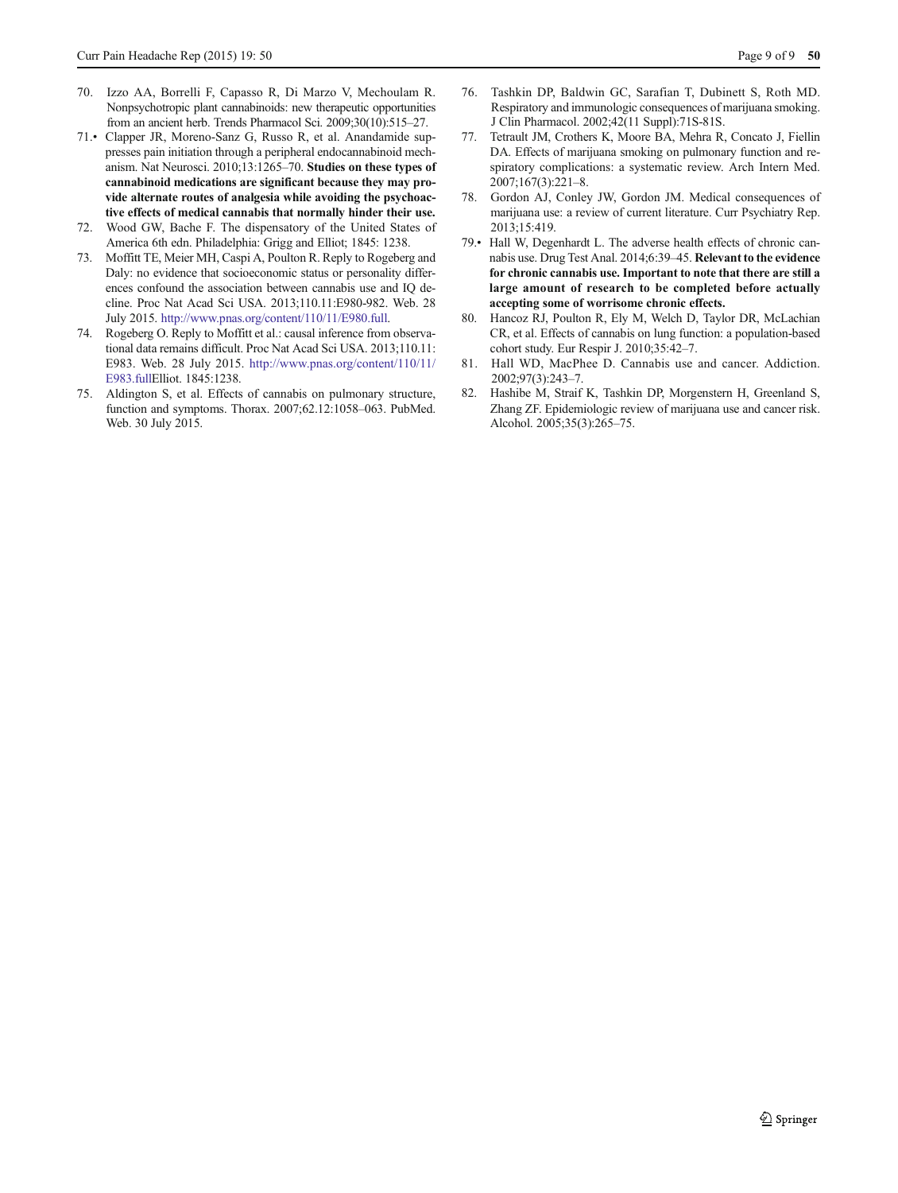70. Izzo AA, Borrelli F, Capasso R, Di Marzo V, Mechoulam R. Nonpsychotropic plant cannabinoids: new therapeutic opportunities from an ancient herb. Trends Pharmacol Sci. 2009;30(10):515–27.

71.• Clapper JR, Moreno-Sanz G, Russo R, et al. Anandamide suppresses pain initiation through a peripheral endocannabinoid mechanism. Nat Neurosci. 2010;13:1265–70. **Studies on these types of cannabinoid medications are significant because they may provide alternate routes of analgesia while avoiding the psychoactive effects of medical cannabis that normally hinder their use.**

72. Wood GW, Bache F. The dispensatory of the United States of America 6th edn. Philadelphia: Grigg and Elliot; 1845: 1238.

73. Moffitt TE, Meier MH, Caspi A, Poulton R. Reply to Rogeberg and Daly: no evidence that socioeconomic status or personality differences confound the association between cannabis use and IQ decline. Proc Nat Acad Sci USA. 2013;110.11:E980-982. Web. 28 July 2015. http://www.pnas.org/content/110/11/E980.full.

74. Rogeberg O. Reply to Moffitt et al.: causal inference from observational data remains difficult. Proc Nat Acad Sci USA. 2013;110.11: E983. Web. 28 July 2015. http://www.pnas.org/content/110/11/E983.fullElliot. 1845:1238.

75. Aldington S, et al. Effects of cannabis on pulmonary structure, function and symptoms. Thorax. 2007;62.12:1058–063. PubMed. Web. 30 July 2015.

76. Tashkin DP, Baldwin GC, Sarafian T, Dubinett S, Roth MD. Respiratory and immunologic consequences of marijuana smoking. J Clin Pharmacol. 2002;42(11 Suppl):71S-81S.

77. Tetrault JM, Crothers K, Moore BA, Mehra R, Concato J, Fiellin DA. Effects of marijuana smoking on pulmonary function and respiratory complications: a systematic review. Arch Intern Med. 2007;167(3):221–8.

78. Gordon AJ, Conley JW, Gordon JM. Medical consequences of marijuana use: a review of current literature. Curr Psychiatry Rep. 2013;15:419.

79.• Hall W, Degenhardt L. The adverse health effects of chronic cannabis use. Drug Test Anal. 2014;6:39–45. **Relevant to the evidence for chronic cannabis use. Important to note that there are still a large amount of research to be completed before actually accepting some of worrisome chronic effects.**

80. Hancoz RJ, Poulton R, Ely M, Welch D, Taylor DR, McLachian CR, et al. Effects of cannabis on lung function: a population-based cohort study. Eur Respir J. 2010;35:42–7.

81. Hall WD, MacPhee D. Cannabis use and cancer. Addiction. 2002;97(3):243–7.

82. Hashibe M, Straif K, Tashkin DP, Morgenstern H, Greenland S, Zhang ZF. Epidemiologic review of marijuana use and cancer risk. Alcohol. 2005;35(3):265–75.